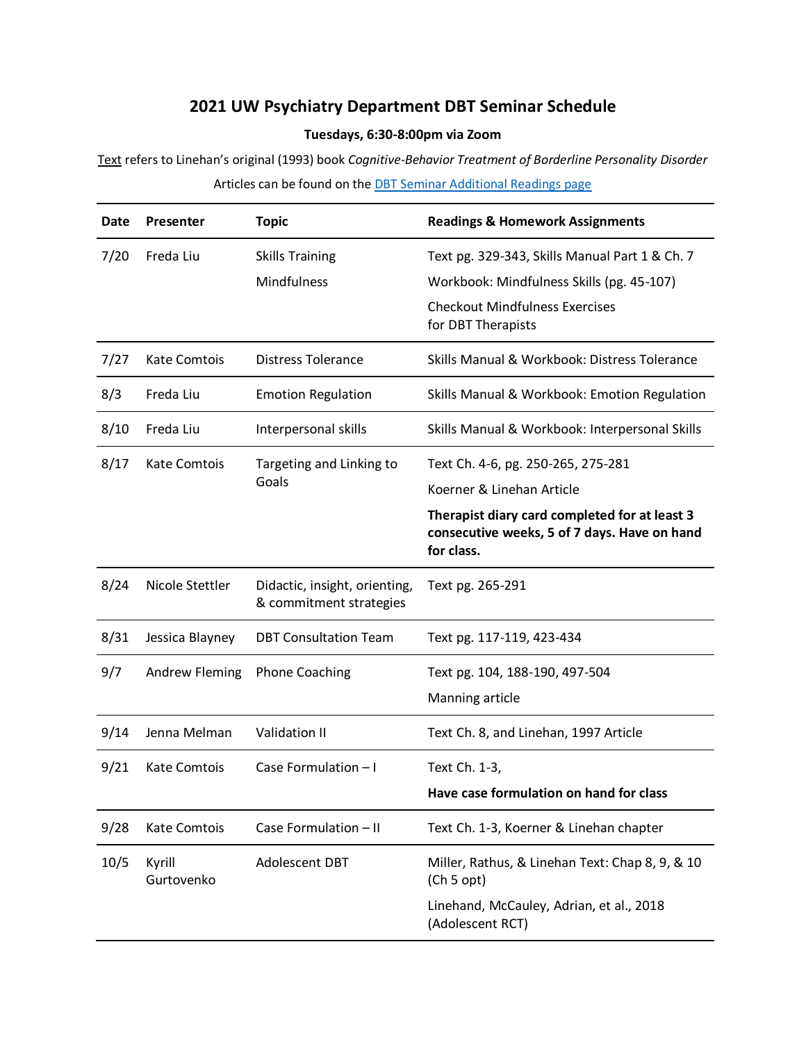# 2021 UW Psychiatry Department DBT Seminar Schedule

**Tuesdays, 6:30-8:00pm via Zoom**

Text refers to Linehan's original (1993) book *Cognitive-Behavior Treatment of Borderline Personality Disorder*

Articles can be found on the [DBT Seminar Additional Readings page]()

| Date | Presenter | Topic | Readings & Homework Assignments |
|---|---|---|---|
| 7/20 | Freda Liu | Skills Training<br>Mindfulness | Text pg. 329-343, Skills Manual Part 1 & Ch. 7<br>Workbook: Mindfulness Skills (pg. 45-107)<br>Checkout Mindfulness Exercises for DBT Therapists |
| 7/27 | Kate Comtois | Distress Tolerance | Skills Manual & Workbook: Distress Tolerance |
| 8/3 | Freda Liu | Emotion Regulation | Skills Manual & Workbook: Emotion Regulation |
| 8/10 | Freda Liu | Interpersonal skills | Skills Manual & Workbook: Interpersonal Skills |
| 8/17 | Kate Comtois | Targeting and Linking to Goals | Text Ch. 4-6, pg. 250-265, 275-281<br>Koerner & Linehan Article<br>**Therapist diary card completed for at least 3 consecutive weeks, 5 of 7 days. Have on hand for class.** |
| 8/24 | Nicole Stettler | Didactic, insight, orienting, & commitment strategies | Text pg. 265-291 |
| 8/31 | Jessica Blayney | DBT Consultation Team | Text pg. 117-119, 423-434 |
| 9/7 | Andrew Fleming | Phone Coaching | Text pg. 104, 188-190, 497-504<br>Manning article |
| 9/14 | Jenna Melman | Validation II | Text Ch. 8, and Linehan, 1997 Article |
| 9/21 | Kate Comtois | Case Formulation – I | Text Ch. 1-3,<br>**Have case formulation on hand for class** |
| 9/28 | Kate Comtois | Case Formulation – II | Text Ch. 1-3, Koerner & Linehan chapter |
| 10/5 | Kyrill Gurtovenko | Adolescent DBT | Miller, Rathus, & Linehan Text: Chap 8, 9, & 10 (Ch 5 opt)<br>Linehand, McCauley, Adrian, et al., 2018 (Adolescent RCT) |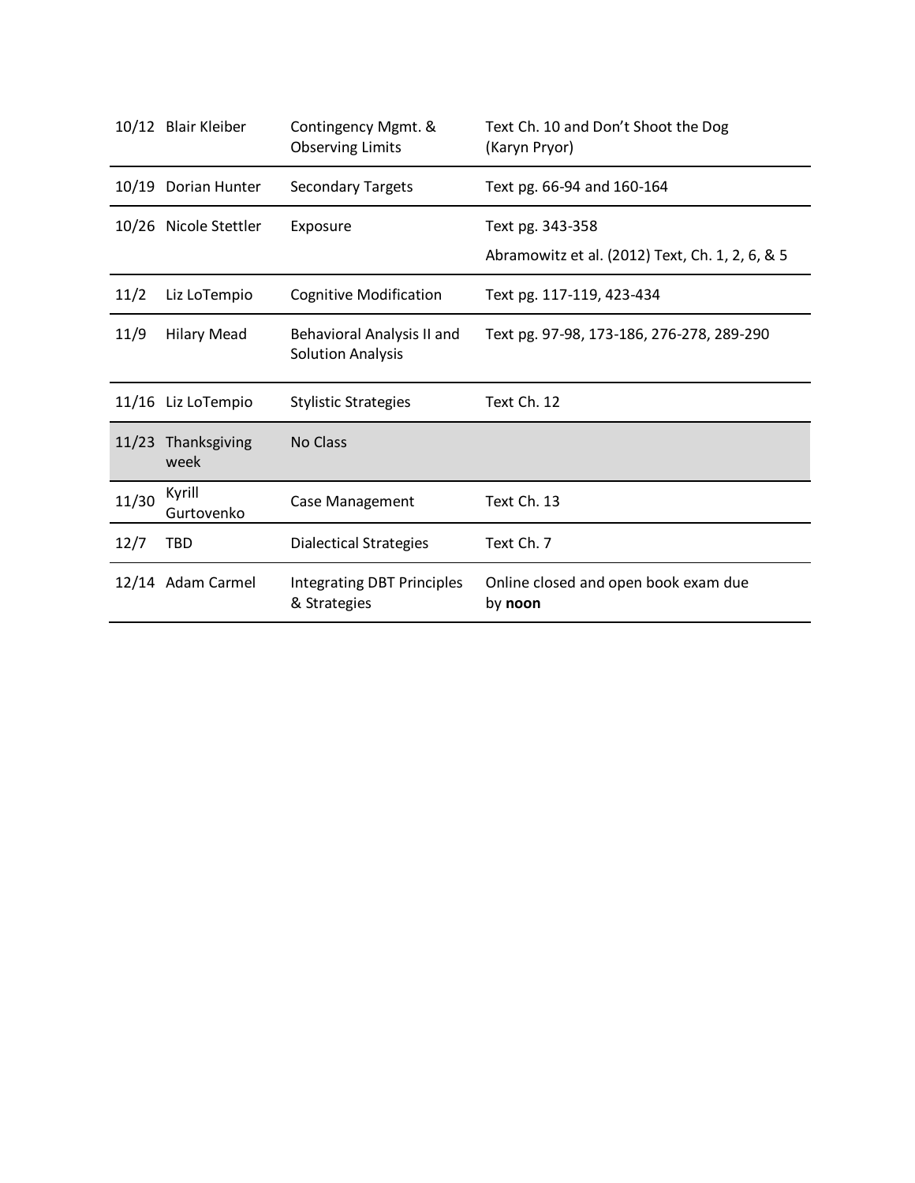| | | | |
|---|---|---|---|
| 10/12 | Blair Kleiber | Contingency Mgmt. & Observing Limits | Text Ch. 10 and Don’t Shoot the Dog (Karyn Pryor) |
| 10/19 | Dorian Hunter | Secondary Targets | Text pg. 66-94 and 160-164 |
| 10/26 | Nicole Stettler | Exposure | Text pg. 343-358<br>Abramowitz et al. (2012) Text, Ch. 1, 2, 6, & 5 |
| 11/2 | Liz LoTempio | Cognitive Modification | Text pg. 117-119, 423-434 |
| 11/9 | Hilary Mead | Behavioral Analysis II and Solution Analysis | Text pg. 97-98, 173-186, 276-278, 289-290 |
| 11/16 | Liz LoTempio | Stylistic Strategies | Text Ch. 12 |
| 11/23 | Thanksgiving week | No Class | |
| 11/30 | Kyrill Gurtovenko | Case Management | Text Ch. 13 |
| 12/7 | TBD | Dialectical Strategies | Text Ch. 7 |
| 12/14 | Adam Carmel | Integrating DBT Principles & Strategies | Online closed and open book exam due by **noon** |